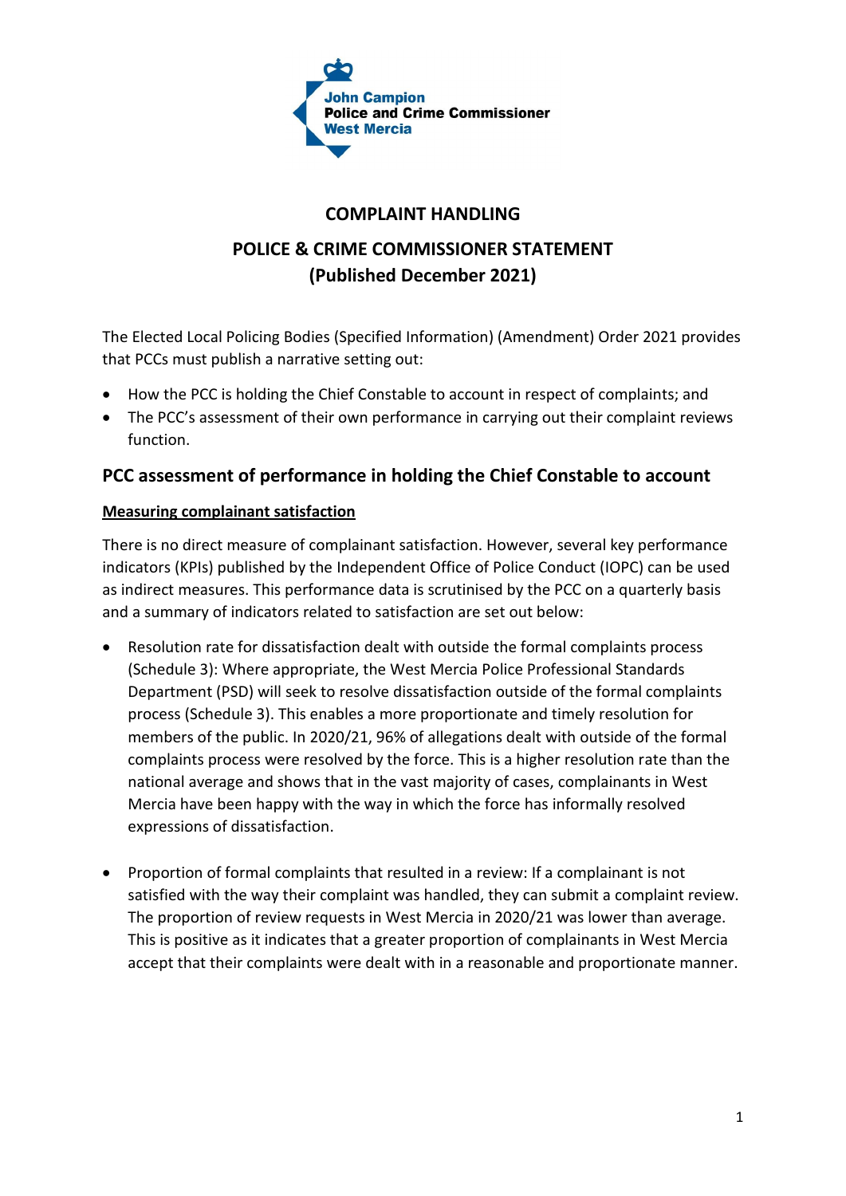John Campion
Police and Crime Commissioner
West Mercia

# COMPLAINT HANDLING

# POLICE & CRIME COMMISSIONER STATEMENT (Published December 2021)

The Elected Local Policing Bodies (Specified Information) (Amendment) Order 2021 provides that PCCs must publish a narrative setting out:

- How the PCC is holding the Chief Constable to account in respect of complaints; and
- The PCC's assessment of their own performance in carrying out their complaint reviews function.

## PCC assessment of performance in holding the Chief Constable to account

**Measuring complainant satisfaction**

There is no direct measure of complainant satisfaction. However, several key performance indicators (KPIs) published by the Independent Office of Police Conduct (IOPC) can be used as indirect measures. This performance data is scrutinised by the PCC on a quarterly basis and a summary of indicators related to satisfaction are set out below:

- Resolution rate for dissatisfaction dealt with outside the formal complaints process (Schedule 3): Where appropriate, the West Mercia Police Professional Standards Department (PSD) will seek to resolve dissatisfaction outside of the formal complaints process (Schedule 3). This enables a more proportionate and timely resolution for members of the public. In 2020/21, 96% of allegations dealt with outside of the formal complaints process were resolved by the force. This is a higher resolution rate than the national average and shows that in the vast majority of cases, complainants in West Mercia have been happy with the way in which the force has informally resolved expressions of dissatisfaction.

- Proportion of formal complaints that resulted in a review: If a complainant is not satisfied with the way their complaint was handled, they can submit a complaint review. The proportion of review requests in West Mercia in 2020/21 was lower than average. This is positive as it indicates that a greater proportion of complainants in West Mercia accept that their complaints were dealt with in a reasonable and proportionate manner.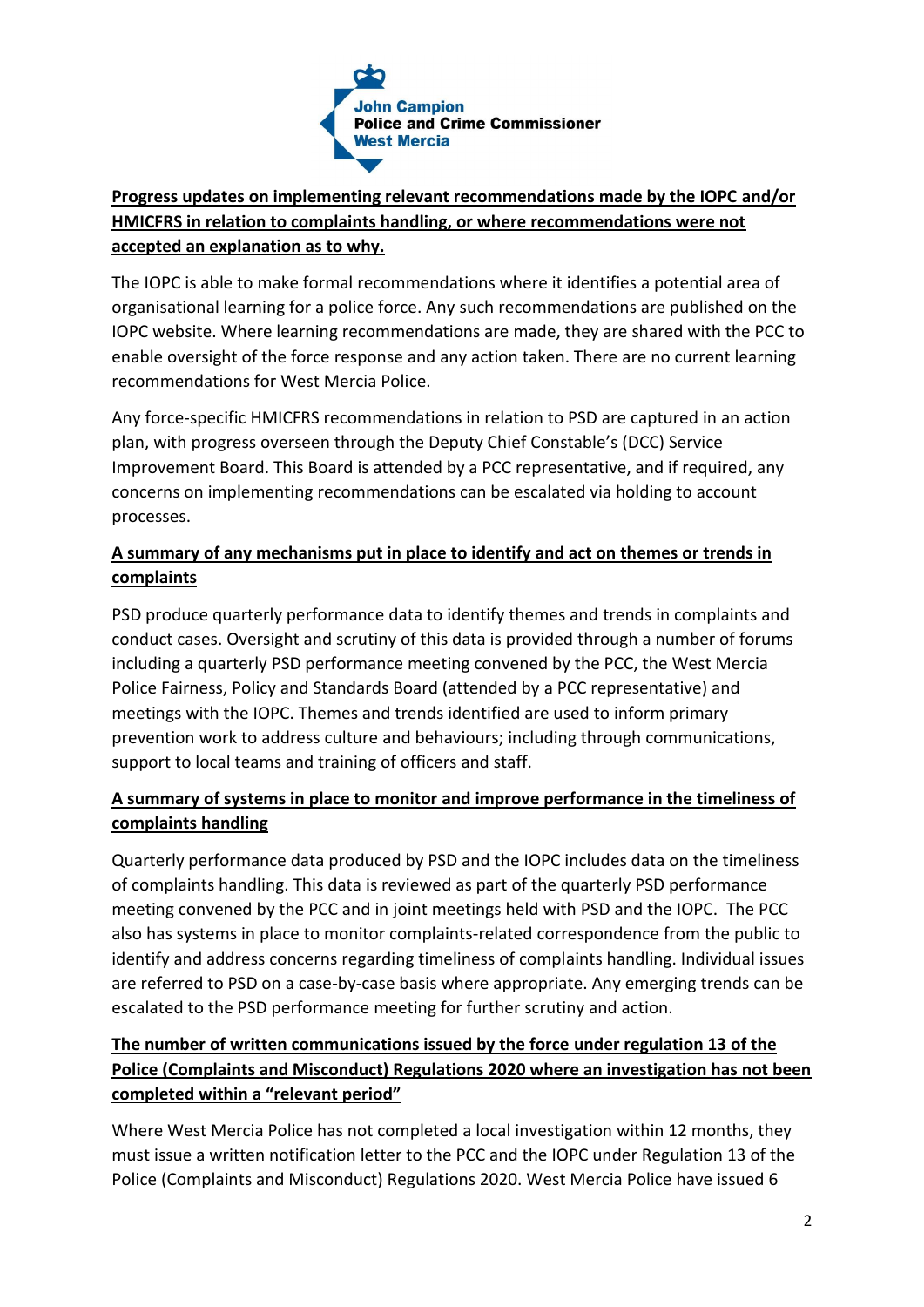John Campion
Police and Crime Commissioner
West Mercia

**Progress updates on implementing relevant recommendations made by the IOPC and/or HMICFRS in relation to complaints handling, or where recommendations were not accepted an explanation as to why.**

The IOPC is able to make formal recommendations where it identifies a potential area of organisational learning for a police force. Any such recommendations are published on the IOPC website. Where learning recommendations are made, they are shared with the PCC to enable oversight of the force response and any action taken. There are no current learning recommendations for West Mercia Police.

Any force-specific HMICFRS recommendations in relation to PSD are captured in an action plan, with progress overseen through the Deputy Chief Constable's (DCC) Service Improvement Board. This Board is attended by a PCC representative, and if required, any concerns on implementing recommendations can be escalated via holding to account processes.

**A summary of any mechanisms put in place to identify and act on themes or trends in complaints**

PSD produce quarterly performance data to identify themes and trends in complaints and conduct cases. Oversight and scrutiny of this data is provided through a number of forums including a quarterly PSD performance meeting convened by the PCC, the West Mercia Police Fairness, Policy and Standards Board (attended by a PCC representative) and meetings with the IOPC. Themes and trends identified are used to inform primary prevention work to address culture and behaviours; including through communications, support to local teams and training of officers and staff.

**A summary of systems in place to monitor and improve performance in the timeliness of complaints handling**

Quarterly performance data produced by PSD and the IOPC includes data on the timeliness of complaints handling. This data is reviewed as part of the quarterly PSD performance meeting convened by the PCC and in joint meetings held with PSD and the IOPC. The PCC also has systems in place to monitor complaints-related correspondence from the public to identify and address concerns regarding timeliness of complaints handling. Individual issues are referred to PSD on a case-by-case basis where appropriate. Any emerging trends can be escalated to the PSD performance meeting for further scrutiny and action.

**The number of written communications issued by the force under regulation 13 of the Police (Complaints and Misconduct) Regulations 2020 where an investigation has not been completed within a "relevant period"**

Where West Mercia Police has not completed a local investigation within 12 months, they must issue a written notification letter to the PCC and the IOPC under Regulation 13 of the Police (Complaints and Misconduct) Regulations 2020. West Mercia Police have issued 6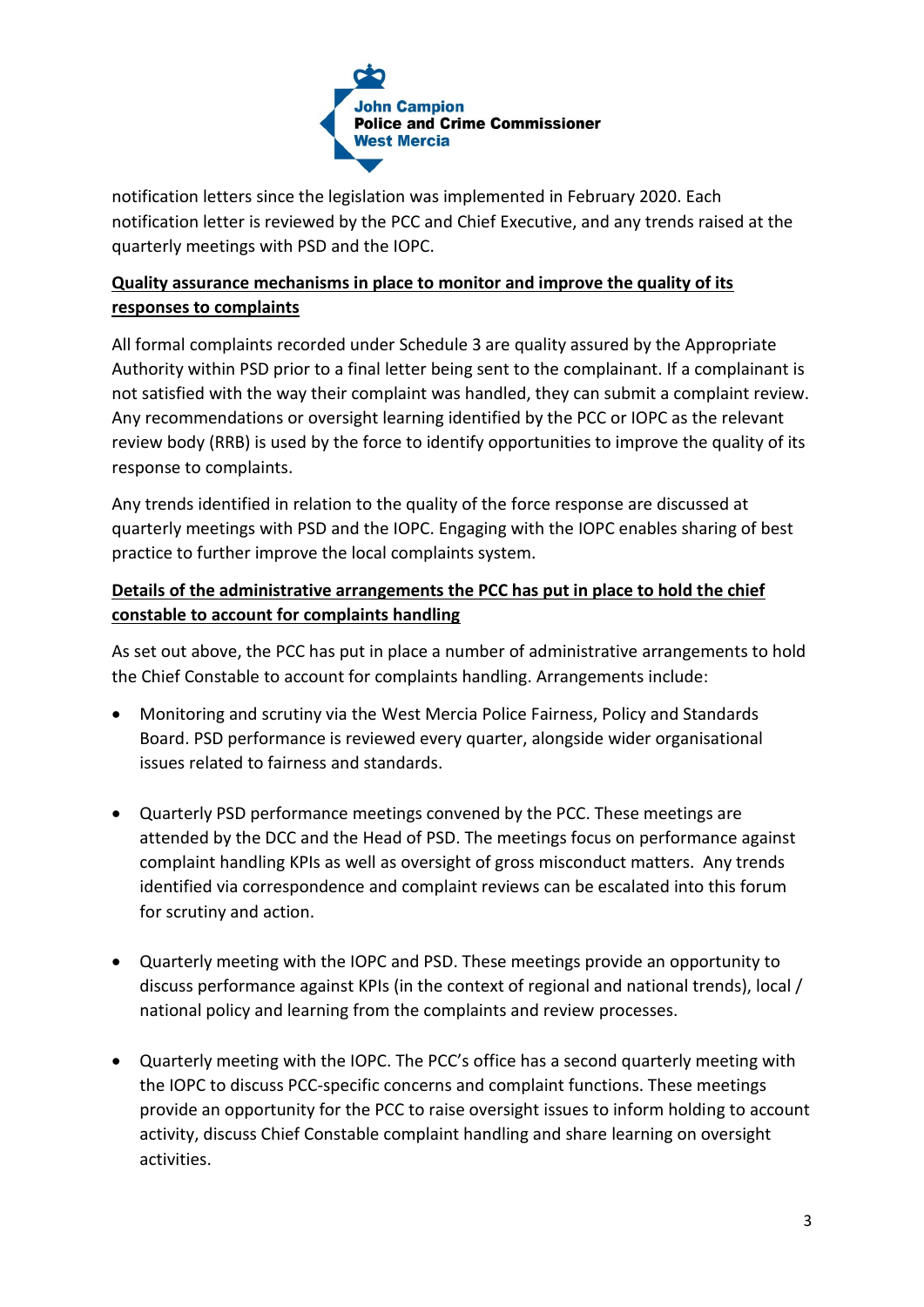notification letters since the legislation was implemented in February 2020. Each notification letter is reviewed by the PCC and Chief Executive, and any trends raised at the quarterly meetings with PSD and the IOPC.

**Quality assurance mechanisms in place to monitor and improve the quality of its responses to complaints**

All formal complaints recorded under Schedule 3 are quality assured by the Appropriate Authority within PSD prior to a final letter being sent to the complainant. If a complainant is not satisfied with the way their complaint was handled, they can submit a complaint review. Any recommendations or oversight learning identified by the PCC or IOPC as the relevant review body (RRB) is used by the force to identify opportunities to improve the quality of its response to complaints.

Any trends identified in relation to the quality of the force response are discussed at quarterly meetings with PSD and the IOPC. Engaging with the IOPC enables sharing of best practice to further improve the local complaints system.

**Details of the administrative arrangements the PCC has put in place to hold the chief constable to account for complaints handling**

As set out above, the PCC has put in place a number of administrative arrangements to hold the Chief Constable to account for complaints handling. Arrangements include:

- Monitoring and scrutiny via the West Mercia Police Fairness, Policy and Standards Board. PSD performance is reviewed every quarter, alongside wider organisational issues related to fairness and standards.
- Quarterly PSD performance meetings convened by the PCC. These meetings are attended by the DCC and the Head of PSD. The meetings focus on performance against complaint handling KPIs as well as oversight of gross misconduct matters. Any trends identified via correspondence and complaint reviews can be escalated into this forum for scrutiny and action.
- Quarterly meeting with the IOPC and PSD. These meetings provide an opportunity to discuss performance against KPIs (in the context of regional and national trends), local / national policy and learning from the complaints and review processes.
- Quarterly meeting with the IOPC. The PCC's office has a second quarterly meeting with the IOPC to discuss PCC-specific concerns and complaint functions. These meetings provide an opportunity for the PCC to raise oversight issues to inform holding to account activity, discuss Chief Constable complaint handling and share learning on oversight activities.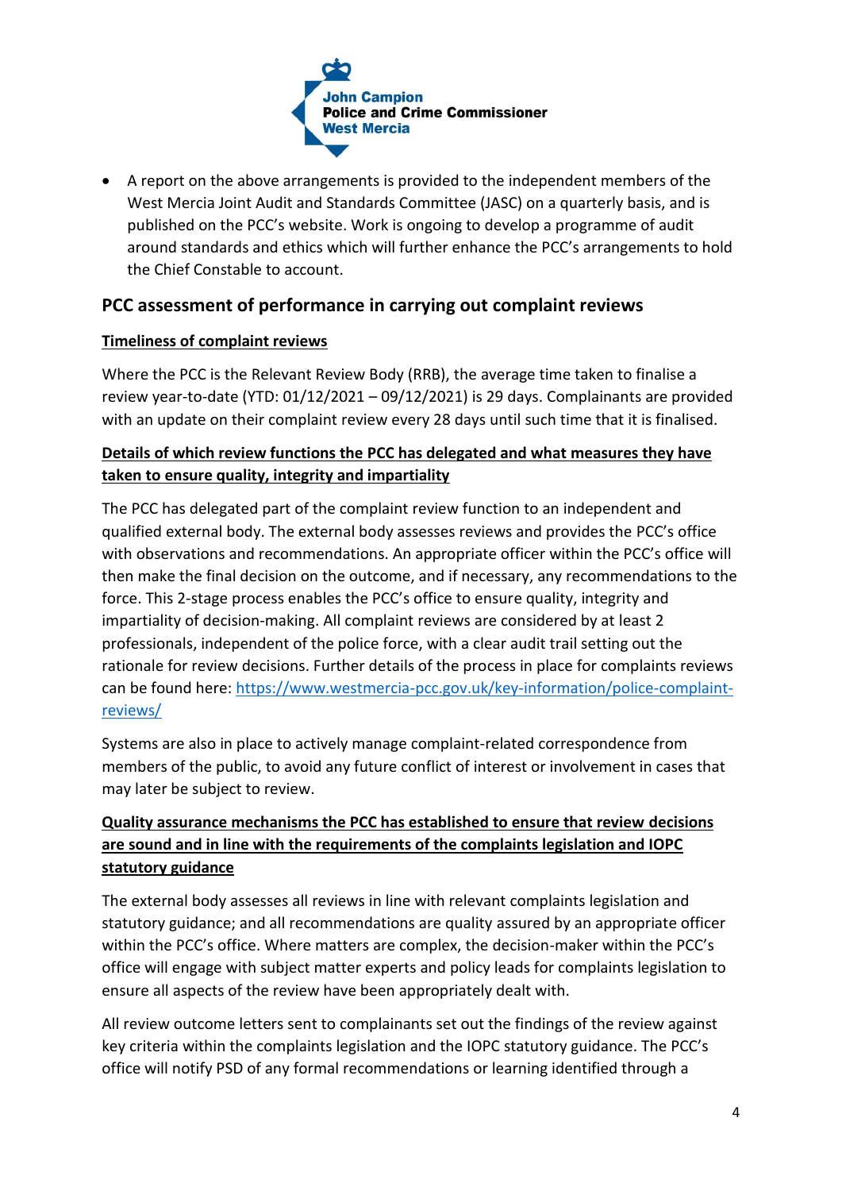- A report on the above arrangements is provided to the independent members of the West Mercia Joint Audit and Standards Committee (JASC) on a quarterly basis, and is published on the PCC's website. Work is ongoing to develop a programme of audit around standards and ethics which will further enhance the PCC's arrangements to hold the Chief Constable to account.

## PCC assessment of performance in carrying out complaint reviews

### Timeliness of complaint reviews

Where the PCC is the Relevant Review Body (RRB), the average time taken to finalise a review year-to-date (YTD: 01/12/2021 – 09/12/2021) is 29 days. Complainants are provided with an update on their complaint review every 28 days until such time that it is finalised.

### Details of which review functions the PCC has delegated and what measures they have taken to ensure quality, integrity and impartiality

The PCC has delegated part of the complaint review function to an independent and qualified external body. The external body assesses reviews and provides the PCC's office with observations and recommendations. An appropriate officer within the PCC's office will then make the final decision on the outcome, and if necessary, any recommendations to the force. This 2-stage process enables the PCC's office to ensure quality, integrity and impartiality of decision-making. All complaint reviews are considered by at least 2 professionals, independent of the police force, with a clear audit trail setting out the rationale for review decisions. Further details of the process in place for complaints reviews can be found here: [https://www.westmercia-pcc.gov.uk/key-information/police-complaint-reviews/](https://www.westmercia-pcc.gov.uk/key-information/police-complaint-reviews/)

Systems are also in place to actively manage complaint-related correspondence from members of the public, to avoid any future conflict of interest or involvement in cases that may later be subject to review.

### Quality assurance mechanisms the PCC has established to ensure that review decisions are sound and in line with the requirements of the complaints legislation and IOPC statutory guidance

The external body assesses all reviews in line with relevant complaints legislation and statutory guidance; and all recommendations are quality assured by an appropriate officer within the PCC's office. Where matters are complex, the decision-maker within the PCC's office will engage with subject matter experts and policy leads for complaints legislation to ensure all aspects of the review have been appropriately dealt with.

All review outcome letters sent to complainants set out the findings of the review against key criteria within the complaints legislation and the IOPC statutory guidance. The PCC's office will notify PSD of any formal recommendations or learning identified through a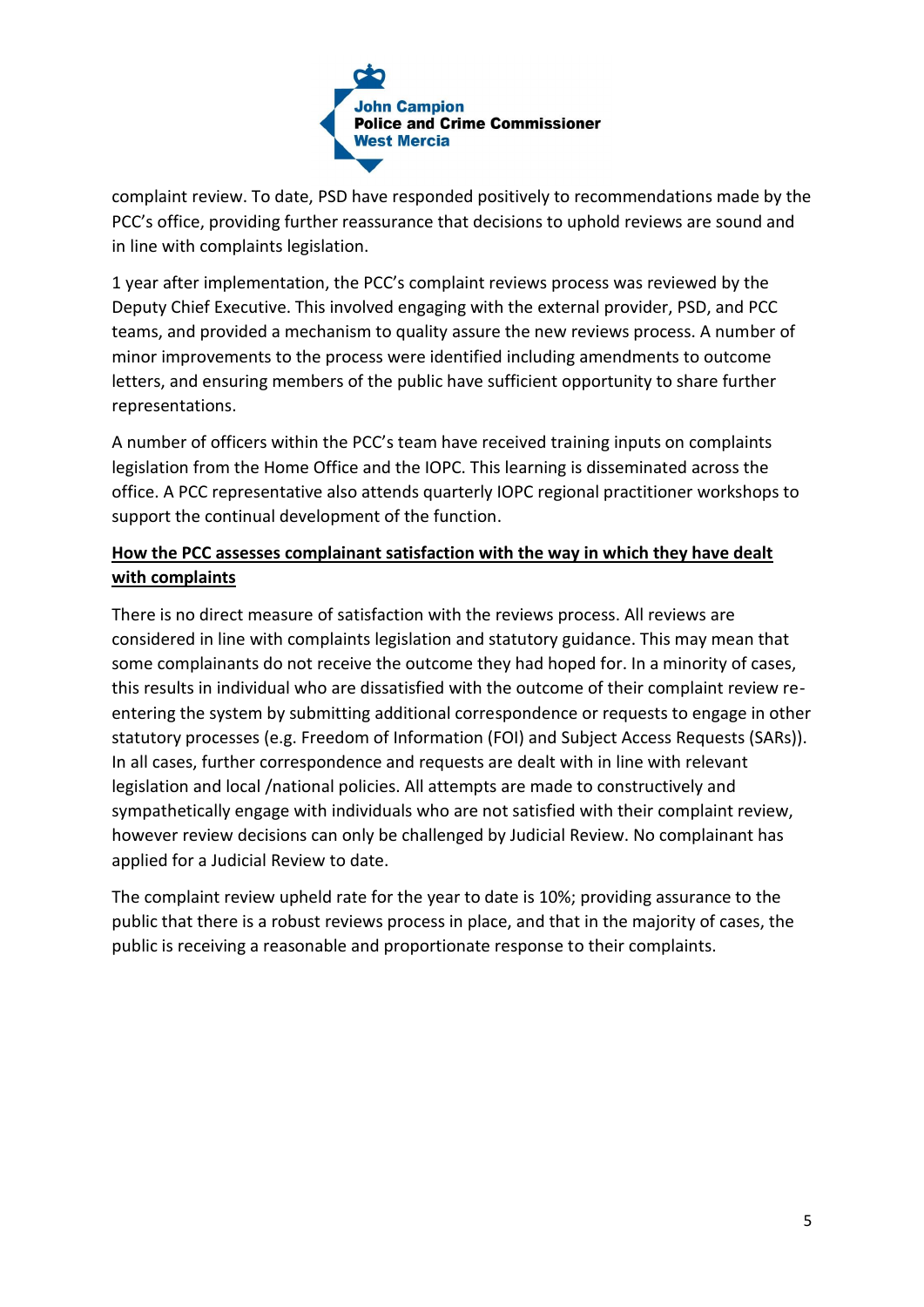complaint review. To date, PSD have responded positively to recommendations made by the PCC's office, providing further reassurance that decisions to uphold reviews are sound and in line with complaints legislation.

1 year after implementation, the PCC's complaint reviews process was reviewed by the Deputy Chief Executive. This involved engaging with the external provider, PSD, and PCC teams, and provided a mechanism to quality assure the new reviews process. A number of minor improvements to the process were identified including amendments to outcome letters, and ensuring members of the public have sufficient opportunity to share further representations.

A number of officers within the PCC's team have received training inputs on complaints legislation from the Home Office and the IOPC. This learning is disseminated across the office. A PCC representative also attends quarterly IOPC regional practitioner workshops to support the continual development of the function.

**How the PCC assesses complainant satisfaction with the way in which they have dealt with complaints**

There is no direct measure of satisfaction with the reviews process. All reviews are considered in line with complaints legislation and statutory guidance. This may mean that some complainants do not receive the outcome they had hoped for. In a minority of cases, this results in individual who are dissatisfied with the outcome of their complaint review re-entering the system by submitting additional correspondence or requests to engage in other statutory processes (e.g. Freedom of Information (FOI) and Subject Access Requests (SARs)). In all cases, further correspondence and requests are dealt with in line with relevant legislation and local /national policies. All attempts are made to constructively and sympathetically engage with individuals who are not satisfied with their complaint review, however review decisions can only be challenged by Judicial Review. No complainant has applied for a Judicial Review to date.

The complaint review upheld rate for the year to date is 10%; providing assurance to the public that there is a robust reviews process in place, and that in the majority of cases, the public is receiving a reasonable and proportionate response to their complaints.